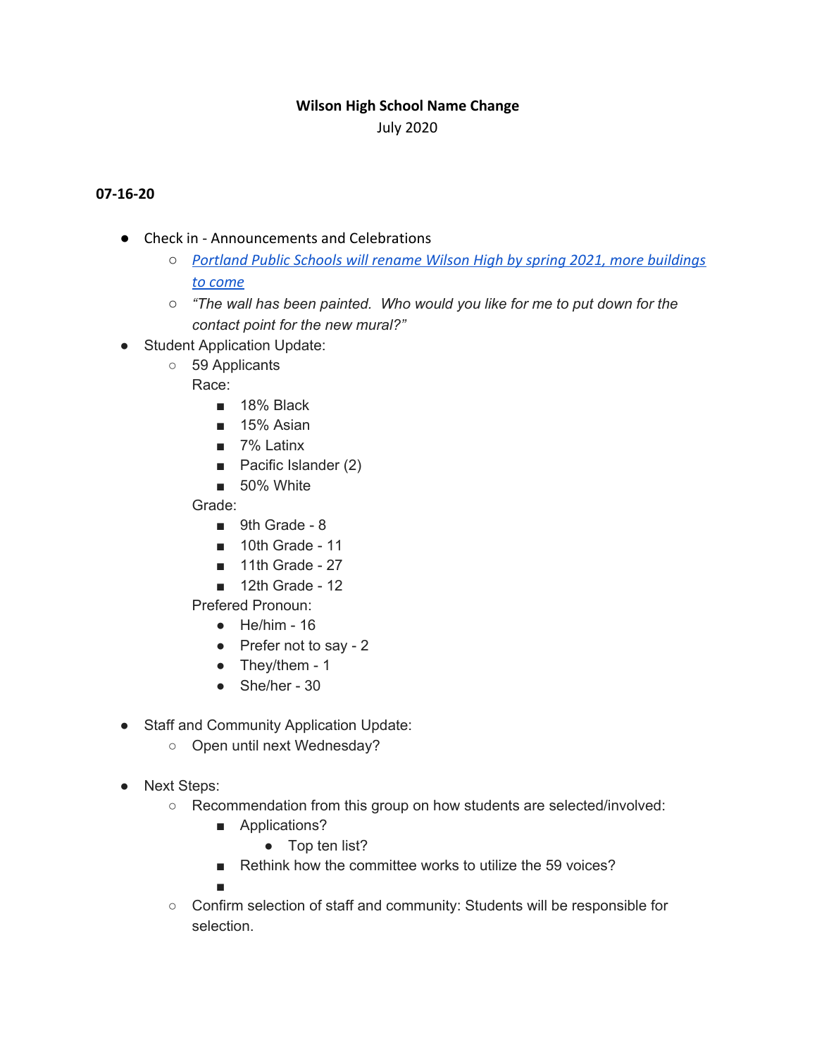**Wilson High School Name Change**

July 2020

**07-16-20**

- Check in - Announcements and Celebrations
  - *[Portland Public Schools will rename Wilson High by spring 2021, more buildings to come]()*
  - *"The wall has been painted.  Who would you like for me to put down for the contact point for the new mural?"*
- Student Application Update:
  - 59 Applicants

    Race:
    - 18% Black
    - 15% Asian
    - 7% Latinx
    - Pacific Islander (2)
    - 50% White

    Grade:
    - 9th Grade - 8
    - 10th Grade - 11
    - 11th Grade - 27
    - 12th Grade - 12

    Prefered Pronoun:
    - He/him - 16
    - Prefer not to say - 2
    - They/them - 1
    - She/her - 30

- Staff and Community Application Update:
  - Open until next Wednesday?

- Next Steps:
  - Recommendation from this group on how students are selected/involved:
    - Applications?
      - Top ten list?
    - Rethink how the committee works to utilize the 59 voices?
    - 
  - Confirm selection of staff and community: Students will be responsible for selection.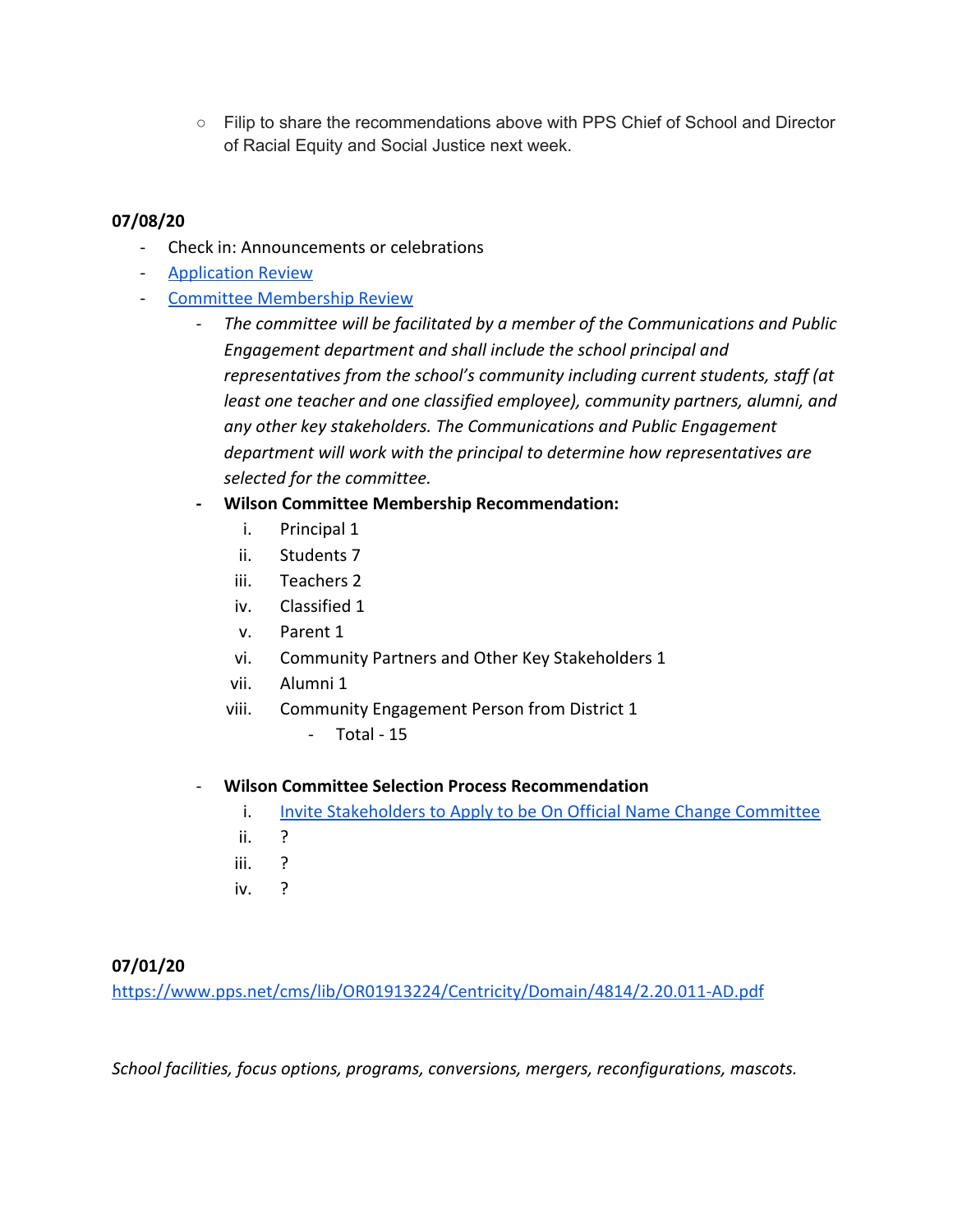- Filip to share the recommendations above with PPS Chief of School and Director of Racial Equity and Social Justice next week.

**07/08/20**

- Check in: Announcements or celebrations
- [Application Review]()
- [Committee Membership Review]()
  - *The committee will be facilitated by a member of the Communications and Public Engagement department and shall include the school principal and representatives from the school's community including current students, staff (at least one teacher and one classified employee), community partners, alumni, and any other key stakeholders. The Communications and Public Engagement department will work with the principal to determine how representatives are selected for the committee.*
  - **Wilson Committee Membership Recommendation:**
    1. Principal 1
    2. Students 7
    3. Teachers 2
    4. Classified 1
    5. Parent 1
    6. Community Partners and Other Key Stakeholders 1
    7. Alumni 1
    8. Community Engagement Person from District 1
       - Total - 15
  - **Wilson Committee Selection Process Recommendation**
    1. [Invite Stakeholders to Apply to be On Official Name Change Committee]()
    2. ?
    3. ?
    4. ?

**07/01/20**

https://www.pps.net/cms/lib/OR01913224/Centricity/Domain/4814/2.20.011-AD.pdf

*School facilities, focus options, programs, conversions, mergers, reconfigurations, mascots.*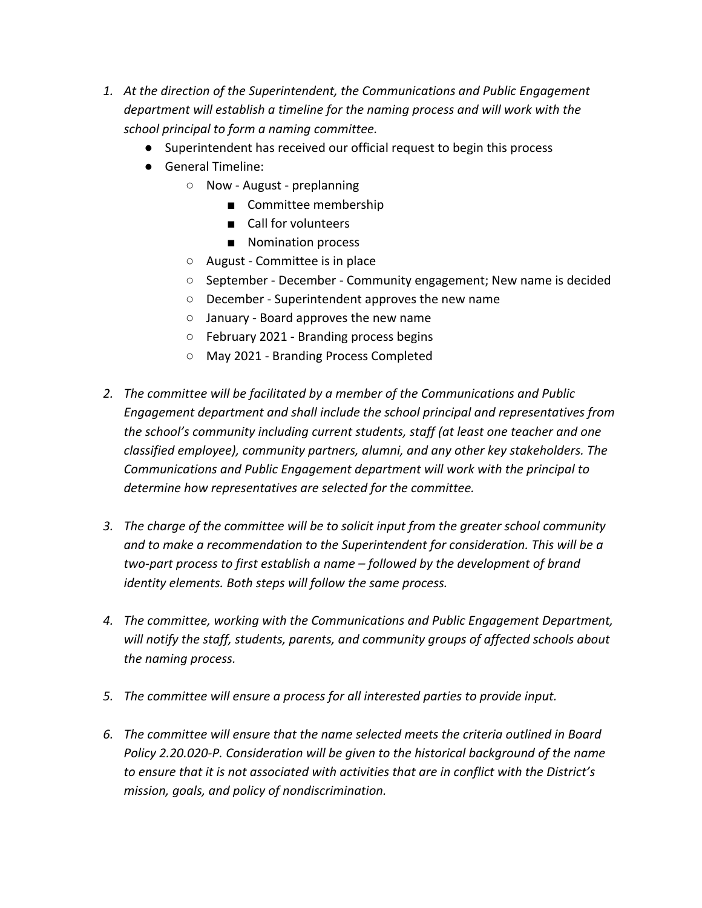1. *At the direction of the Superintendent, the Communications and Public Engagement department will establish a timeline for the naming process and will work with the school principal to form a naming committee.*
    - Superintendent has received our official request to begin this process
    - General Timeline:
        - Now - August - preplanning
            - Committee membership
            - Call for volunteers
            - Nomination process
        - August - Committee is in place
        - September - December - Community engagement; New name is decided
        - December - Superintendent approves the new name
        - January - Board approves the new name
        - February 2021 - Branding process begins
        - May 2021 - Branding Process Completed

2. *The committee will be facilitated by a member of the Communications and Public Engagement department and shall include the school principal and representatives from the school's community including current students, staff (at least one teacher and one classified employee), community partners, alumni, and any other key stakeholders. The Communications and Public Engagement department will work with the principal to determine how representatives are selected for the committee.*

3. *The charge of the committee will be to solicit input from the greater school community and to make a recommendation to the Superintendent for consideration. This will be a two-part process to first establish a name – followed by the development of brand identity elements. Both steps will follow the same process.*

4. *The committee, working with the Communications and Public Engagement Department, will notify the staff, students, parents, and community groups of affected schools about the naming process.*

5. *The committee will ensure a process for all interested parties to provide input.*

6. *The committee will ensure that the name selected meets the criteria outlined in Board Policy 2.20.020-P. Consideration will be given to the historical background of the name to ensure that it is not associated with activities that are in conflict with the District's mission, goals, and policy of nondiscrimination.*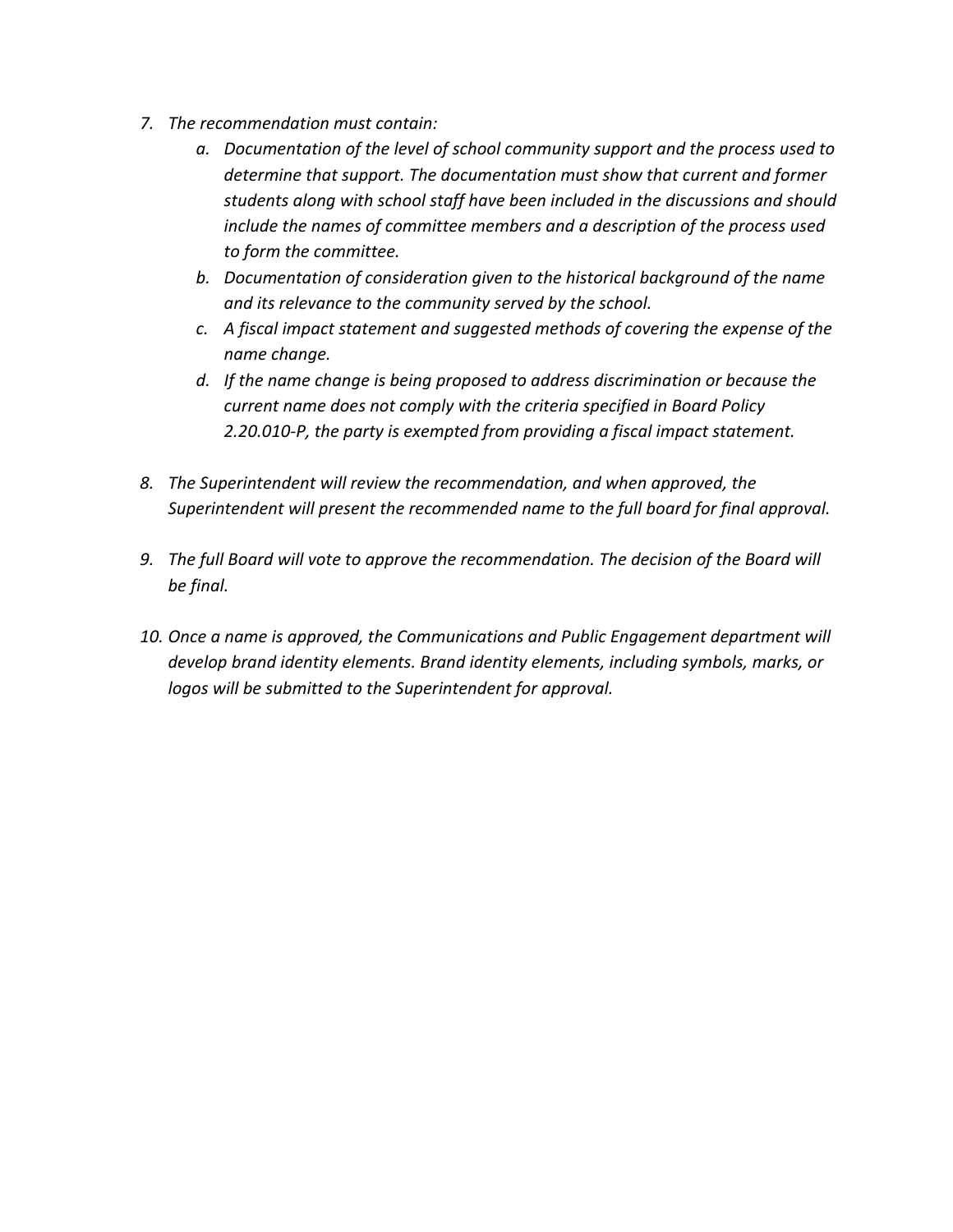7. *The recommendation must contain:*
    a. *Documentation of the level of school community support and the process used to determine that support. The documentation must show that current and former students along with school staff have been included in the discussions and should include the names of committee members and a description of the process used to form the committee.*
    b. *Documentation of consideration given to the historical background of the name and its relevance to the community served by the school.*
    c. *A fiscal impact statement and suggested methods of covering the expense of the name change.*
    d. *If the name change is being proposed to address discrimination or because the current name does not comply with the criteria specified in Board Policy 2.20.010-P, the party is exempted from providing a fiscal impact statement.*

8. *The Superintendent will review the recommendation, and when approved, the Superintendent will present the recommended name to the full board for final approval.*

9. *The full Board will vote to approve the recommendation. The decision of the Board will be final.*

10. *Once a name is approved, the Communications and Public Engagement department will develop brand identity elements. Brand identity elements, including symbols, marks, or logos will be submitted to the Superintendent for approval.*